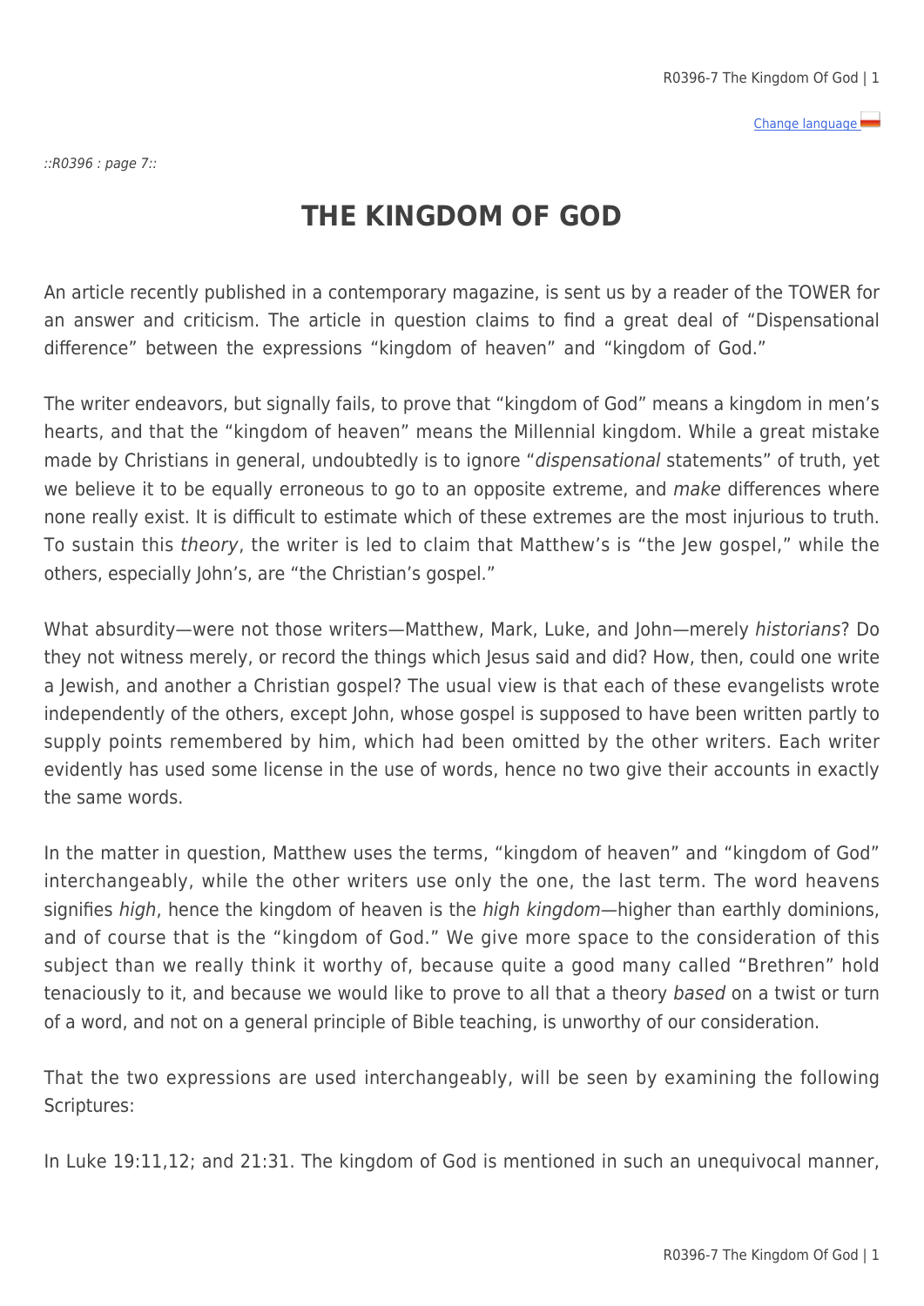::R0396 : page 7::

# THE KINGDOM OF GOD

An article recently published in a contemporary magazine, is sent us by a reader of the TOWER for an answer and criticism. The article in question claims to find a great deal of "Dispensational difference" between the expressions "kingdom of heaven" and "kingdom of God."

The writer endeavors, but signally fails, to prove that "kingdom of God" means a kingdom in men's hearts, and that the "kingdom of heaven" means the Millennial kingdom. While a great mistake made by Christians in general, undoubtedly is to ignore "*dispensational* statements" of truth, yet we believe it to be equally erroneous to go to an opposite extreme, and *make* differences where none really exist. It is difficult to estimate which of these extremes are the most injurious to truth. To sustain this *theory*, the writer is led to claim that Matthew's is "the Jew gospel," while the others, especially John's, are "the Christian's gospel."

What absurdity—were not those writers—Matthew, Mark, Luke, and John—merely *historians*? Do they not witness merely, or record the things which Jesus said and did? How, then, could one write a Jewish, and another a Christian gospel? The usual view is that each of these evangelists wrote independently of the others, except John, whose gospel is supposed to have been written partly to supply points remembered by him, which had been omitted by the other writers. Each writer evidently has used some license in the use of words, hence no two give their accounts in exactly the same words.

In the matter in question, Matthew uses the terms, "kingdom of heaven" and "kingdom of God" interchangeably, while the other writers use only the one, the last term. The word heavens signifies *high*, hence the kingdom of heaven is the *high kingdom*—higher than earthly dominions, and of course that is the "kingdom of God." We give more space to the consideration of this subject than we really think it worthy of, because quite a good many called "Brethren" hold tenaciously to it, and because we would like to prove to all that a theory *based* on a twist or turn of a word, and not on a general principle of Bible teaching, is unworthy of our consideration.

That the two expressions are used interchangeably, will be seen by examining the following Scriptures:

In Luke 19:11,12; and 21:31. The kingdom of God is mentioned in such an unequivocal manner,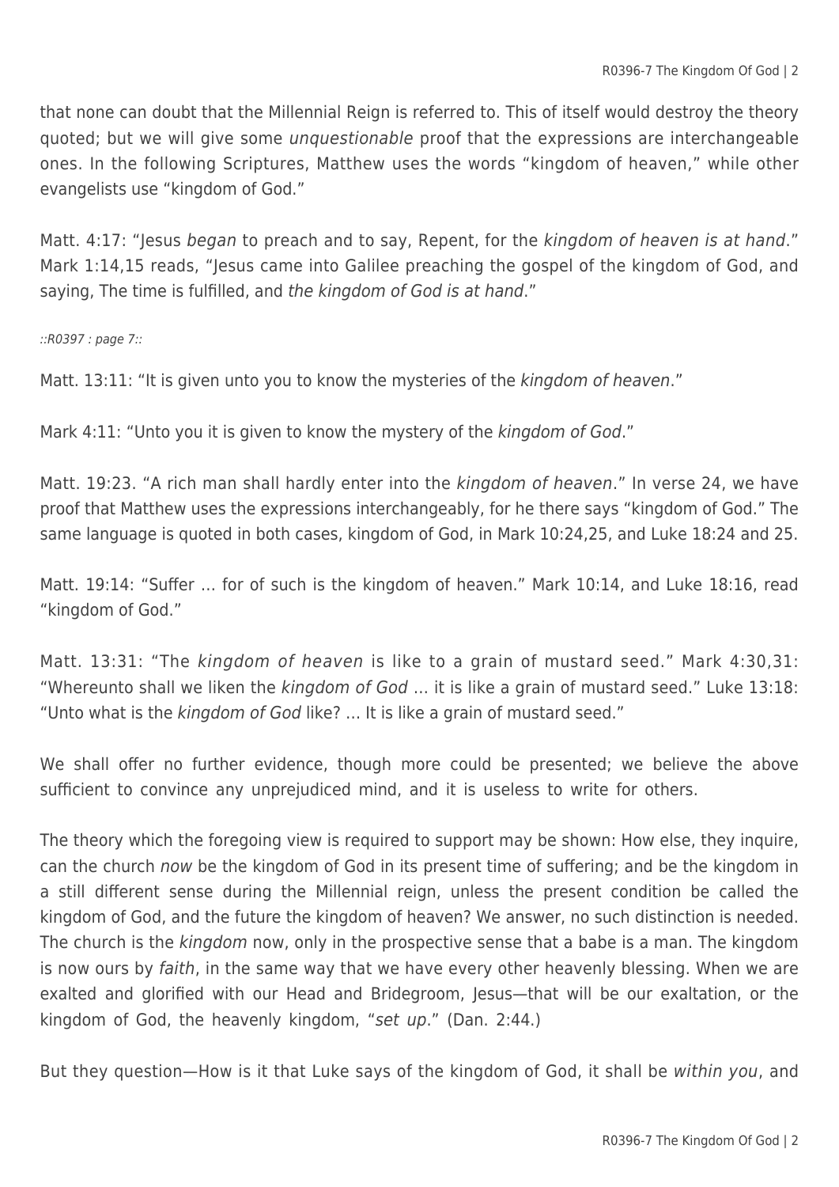that none can doubt that the Millennial Reign is referred to. This of itself would destroy the theory quoted; but we will give some *unquestionable* proof that the expressions are interchangeable ones. In the following Scriptures, Matthew uses the words "kingdom of heaven," while other evangelists use "kingdom of God."

Matt. 4:17: "Jesus *began* to preach and to say, Repent, for the *kingdom of heaven is at hand*." Mark 1:14,15 reads, "Jesus came into Galilee preaching the gospel of the kingdom of God, and saying, The time is fulfilled, and *the kingdom of God is at hand*."

*::R0397 : page 7::*

Matt. 13:11: "It is given unto you to know the mysteries of the *kingdom of heaven*."

Mark 4:11: "Unto you it is given to know the mystery of the *kingdom of God*."

Matt. 19:23. "A rich man shall hardly enter into the *kingdom of heaven*." In verse 24, we have proof that Matthew uses the expressions interchangeably, for he there says "kingdom of God." The same language is quoted in both cases, kingdom of God, in Mark 10:24,25, and Luke 18:24 and 25.

Matt. 19:14: "Suffer … for of such is the kingdom of heaven." Mark 10:14, and Luke 18:16, read "kingdom of God."

Matt. 13:31: "The *kingdom of heaven* is like to a grain of mustard seed." Mark 4:30,31: "Whereunto shall we liken the *kingdom of God* … it is like a grain of mustard seed." Luke 13:18: "Unto what is the *kingdom of God* like? … It is like a grain of mustard seed."

We shall offer no further evidence, though more could be presented; we believe the above sufficient to convince any unprejudiced mind, and it is useless to write for others.

The theory which the foregoing view is required to support may be shown: How else, they inquire, can the church *now* be the kingdom of God in its present time of suffering; and be the kingdom in a still different sense during the Millennial reign, unless the present condition be called the kingdom of God, and the future the kingdom of heaven? We answer, no such distinction is needed. The church is the *kingdom* now, only in the prospective sense that a babe is a man. The kingdom is now ours by *faith*, in the same way that we have every other heavenly blessing. When we are exalted and glorified with our Head and Bridegroom, Jesus—that will be our exaltation, or the kingdom of God, the heavenly kingdom, "*set up*." (Dan. 2:44.)

But they question—How is it that Luke says of the kingdom of God, it shall be *within you*, and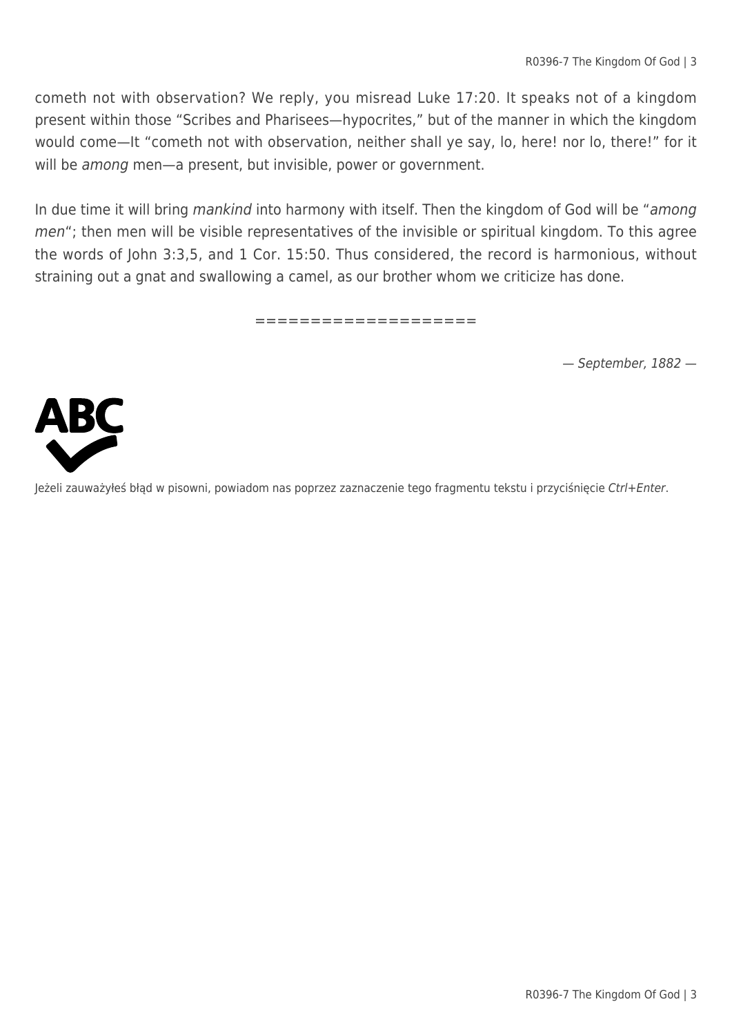cometh not with observation? We reply, you misread Luke 17:20. It speaks not of a kingdom present within those "Scribes and Pharisees—hypocrites," but of the manner in which the kingdom would come—It "cometh not with observation, neither shall ye say, lo, here! nor lo, there!" for it will be *among* men—a present, but invisible, power or government.

In due time it will bring *mankind* into harmony with itself. Then the kingdom of God will be "*among men*"; then men will be visible representatives of the invisible or spiritual kingdom. To this agree the words of John 3:3,5, and 1 Cor. 15:50. Thus considered, the record is harmonious, without straining out a gnat and swallowing a camel, as our brother whom we criticize has done.

====================

*— September, 1882 —*

Jeżeli zauważyłeś błąd w pisowni, powiadom nas poprzez zaznaczenie tego fragmentu tekstu i przyciśnięcie *Ctrl+Enter*.